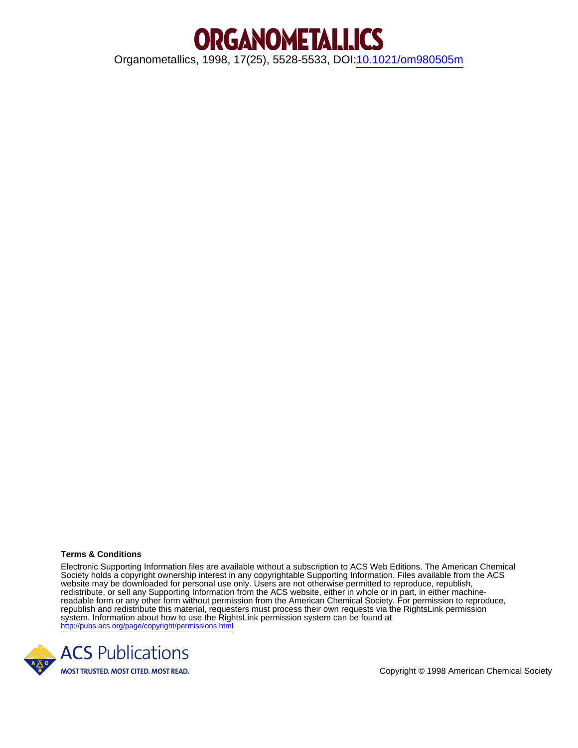# ORGANOMETALLICS

Organometallics, 1998, 17(25), 5528-5533, DOI:10.1021/om980505m

**Terms & Conditions**

Electronic Supporting Information files are available without a subscription to ACS Web Editions. The American Chemical Society holds a copyright ownership interest in any copyrightable Supporting Information. Files available from the ACS website may be downloaded for personal use only. Users are not otherwise permitted to reproduce, republish, redistribute, or sell any Supporting Information from the ACS website, either in whole or in part, in either machine-readable form or any other form without permission from the American Chemical Society. For permission to reproduce, republish and redistribute this material, requesters must process their own requests via the RightsLink permission system. Information about how to use the RightsLink permission system can be found at http://pubs.acs.org/page/copyright/permissions.html

ACS Publications

MOST TRUSTED. MOST CITED. MOST READ.

Copyright © 1998 American Chemical Society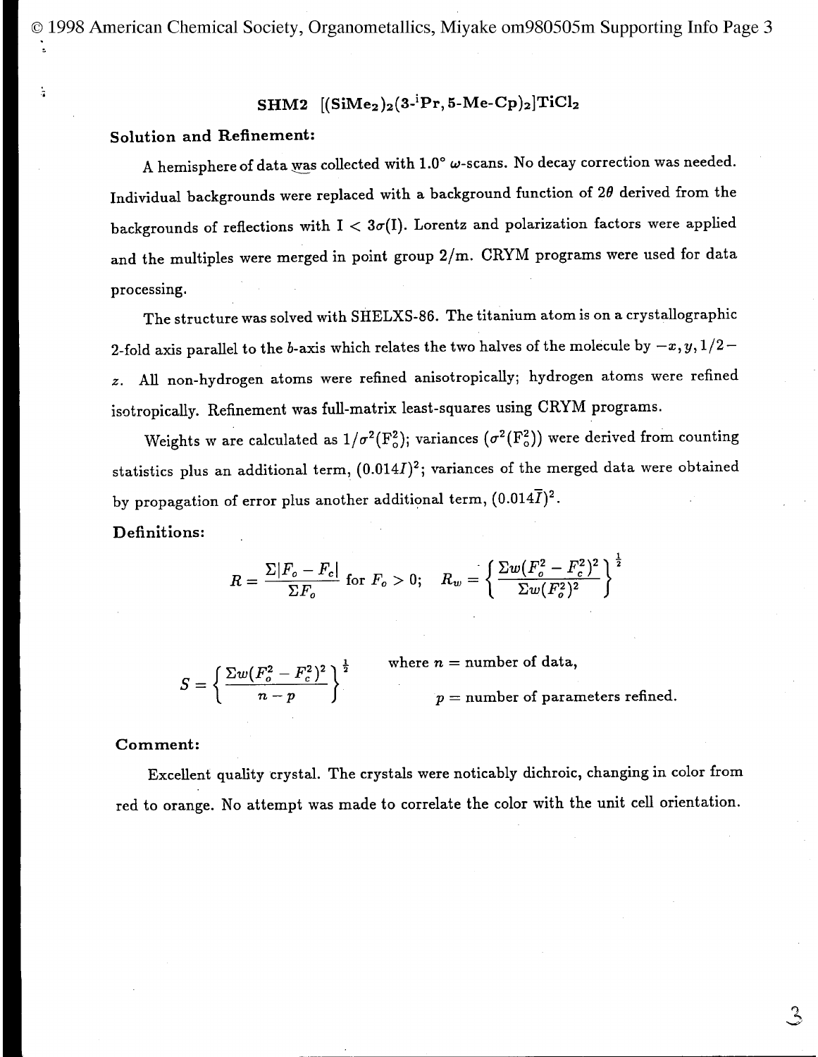## SHM2 $[(SiMe_2)_2(3\text{-}^iPr, 5\text{-Me-Cp})_2]TiCl_2$

### Solution and Refinement:

A hemisphere of data was collected with 1.0° $\omega$-scans. No decay correction was needed. Individual backgrounds were replaced with a background function of $2\theta$ derived from the backgrounds of reflections with $I < 3\sigma(I)$. Lorentz and polarization factors were applied and the multiples were merged in point group $2/m$. CRYM programs were used for data processing.

The structure was solved with SHELXS-86. The titanium atom is on a crystallographic 2-fold axis parallel to the $b$-axis which relates the two halves of the molecule by $-x, y, 1/2 - z$. All non-hydrogen atoms were refined anisotropically; hydrogen atoms were refined isotropically. Refinement was full-matrix least-squares using CRYM programs.

Weights w are calculated as $1/\sigma^2(F_o^2)$; variances ($\sigma^2(F_o^2)$) were derived from counting statistics plus an additional term, $(0.014I)^2$; variances of the merged data were obtained by propagation of error plus another additional term, $(0.014\bar{I})^2$.

### Definitions:

$$R = \frac{\Sigma|F_o - F_c|}{\Sigma F_o} \text{ for } F_o > 0; \quad R_w = \left\{ \frac{\Sigma w(F_o^2 - F_c^2)^2}{\Sigma w(F_o^2)^2} \right\}^{\frac{1}{2}}$$

$$S = \left\{ \frac{\Sigma w(F_o^2 - F_c^2)^2}{n - p} \right\}^{\frac{1}{2}}$$

where $n$ = number of data,

$p$ = number of parameters refined.

### Comment:

Excellent quality crystal. The crystals were noticably dichroic, changing in color from red to orange. No attempt was made to correlate the color with the unit cell orientation.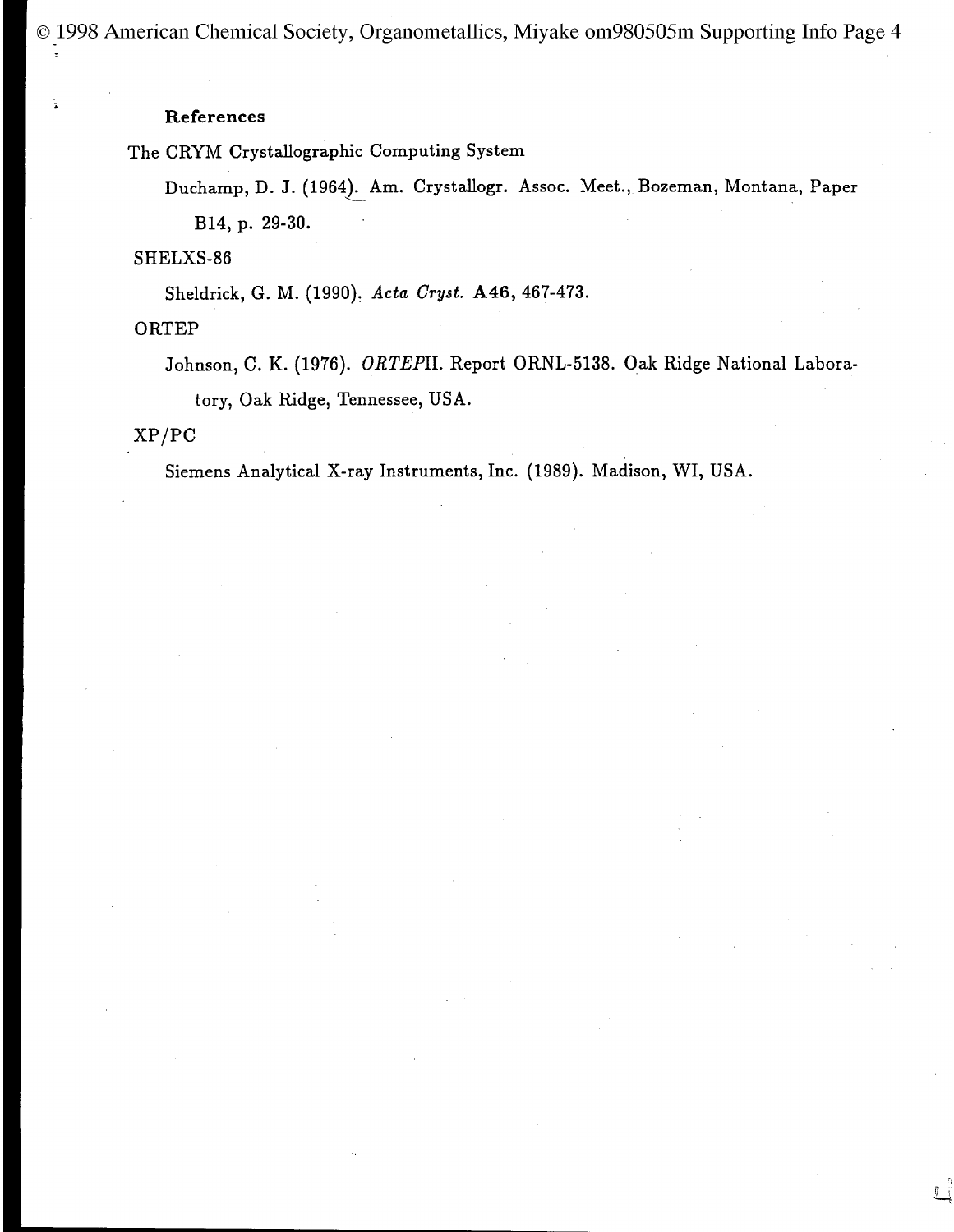## References

The CRYM Crystallographic Computing System

Duchamp, D. J. (1964). Am. Crystallogr. Assoc. Meet., Bozeman, Montana, Paper B14, p. 29-30.

SHELXS-86

Sheldrick, G. M. (1990). *Acta Cryst.* **A46**, 467-473.

ORTEP

Johnson, C. K. (1976). *ORTEP*II. Report ORNL-5138. Oak Ridge National Laboratory, Oak Ridge, Tennessee, USA.

XP/PC

Siemens Analytical X-ray Instruments, Inc. (1989). Madison, WI, USA.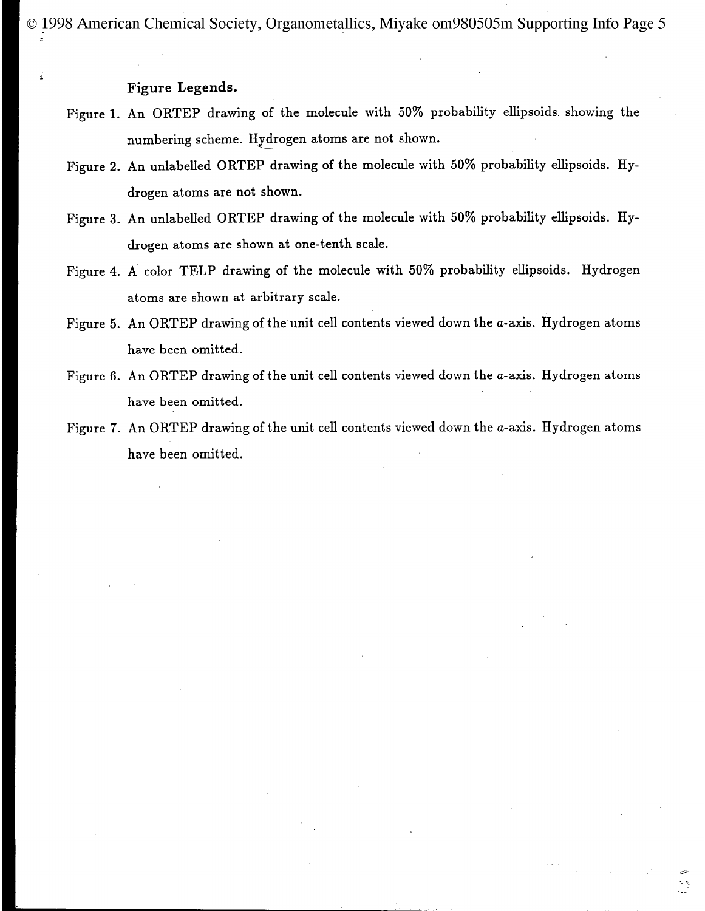### Figure Legends.

Figure 1. An ORTEP drawing of the molecule with 50% probability ellipsoids showing the numbering scheme. Hydrogen atoms are not shown.

Figure 2. An unlabelled ORTEP drawing of the molecule with 50% probability ellipsoids. Hydrogen atoms are not shown.

Figure 3. An unlabelled ORTEP drawing of the molecule with 50% probability ellipsoids. Hydrogen atoms are shown at one-tenth scale.

Figure 4. A color TELP drawing of the molecule with 50% probability ellipsoids. Hydrogen atoms are shown at arbitrary scale.

Figure 5. An ORTEP drawing of the unit cell contents viewed down the $a$-axis. Hydrogen atoms have been omitted.

Figure 6. An ORTEP drawing of the unit cell contents viewed down the $a$-axis. Hydrogen atoms have been omitted.

Figure 7. An ORTEP drawing of the unit cell contents viewed down the $a$-axis. Hydrogen atoms have been omitted.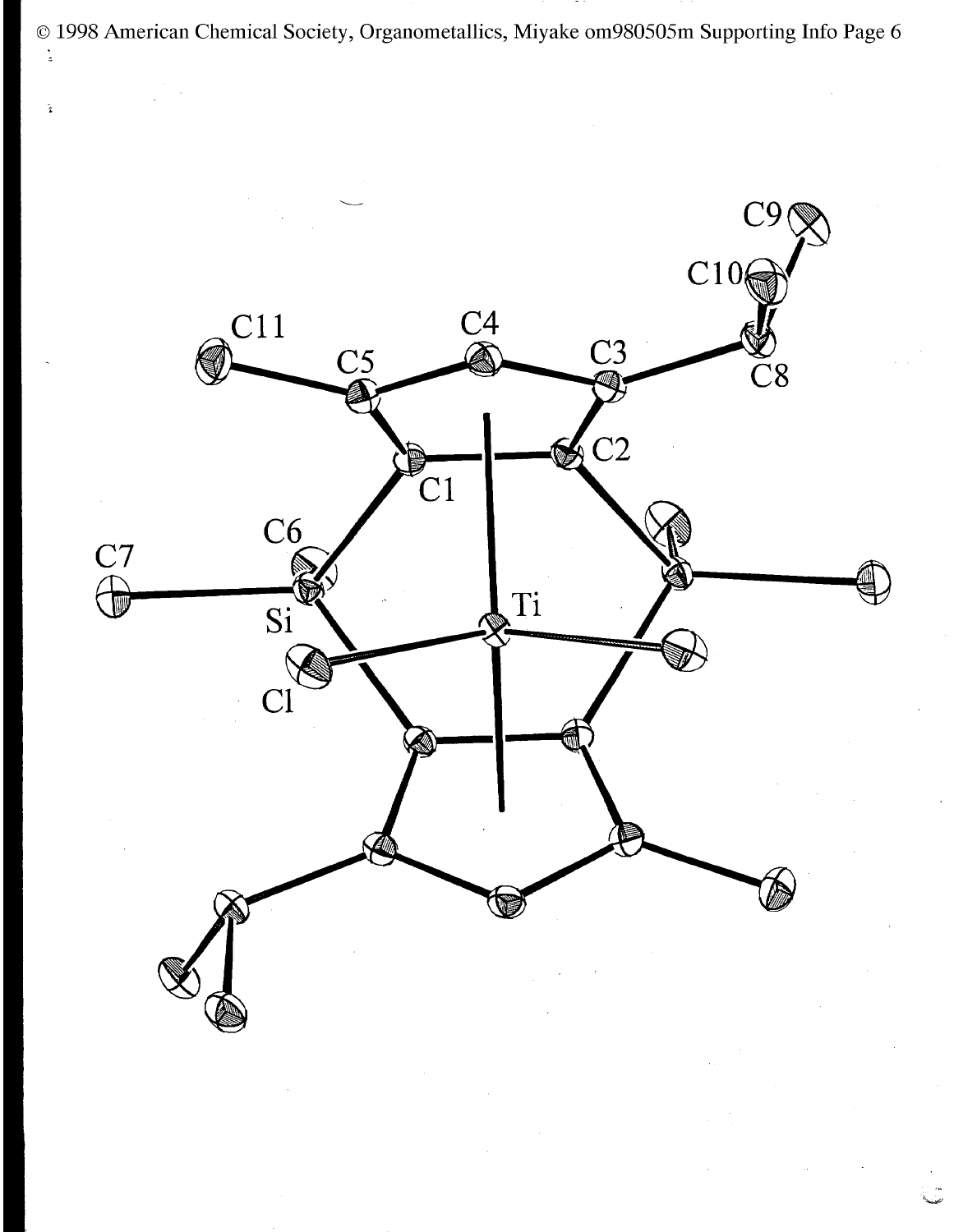C9

C10

C11

C4

C5

C3

C8

C1

C2

C6

C7

Si

Ti

Cl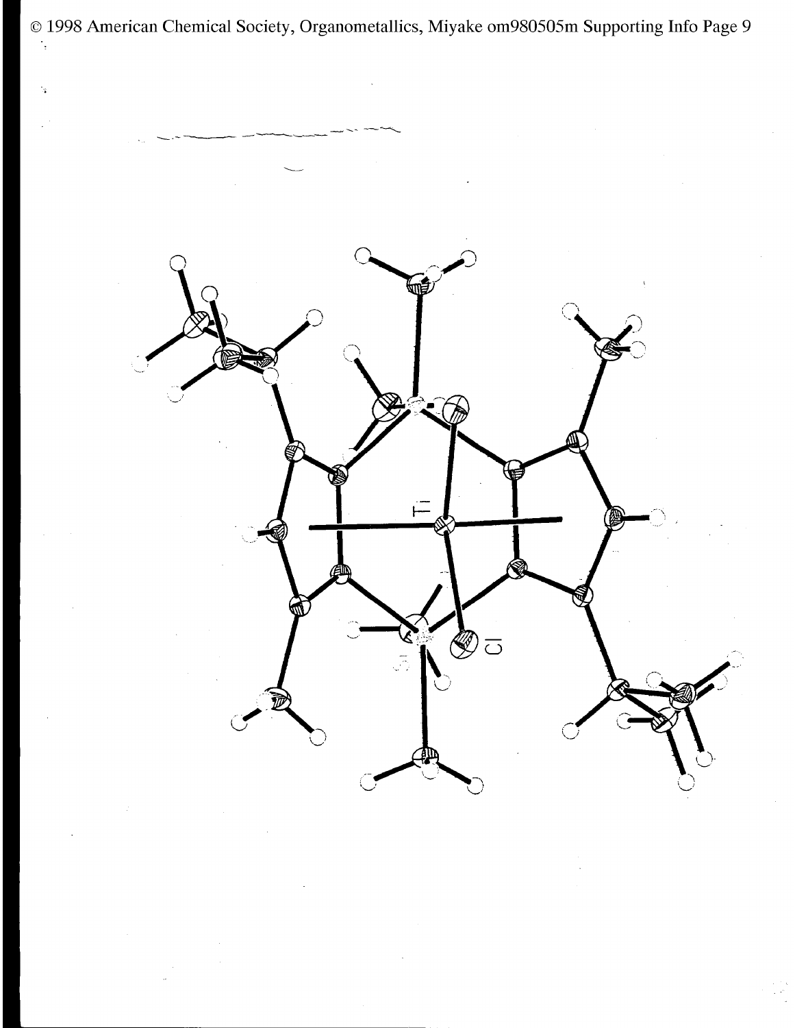Ti

Cl

Si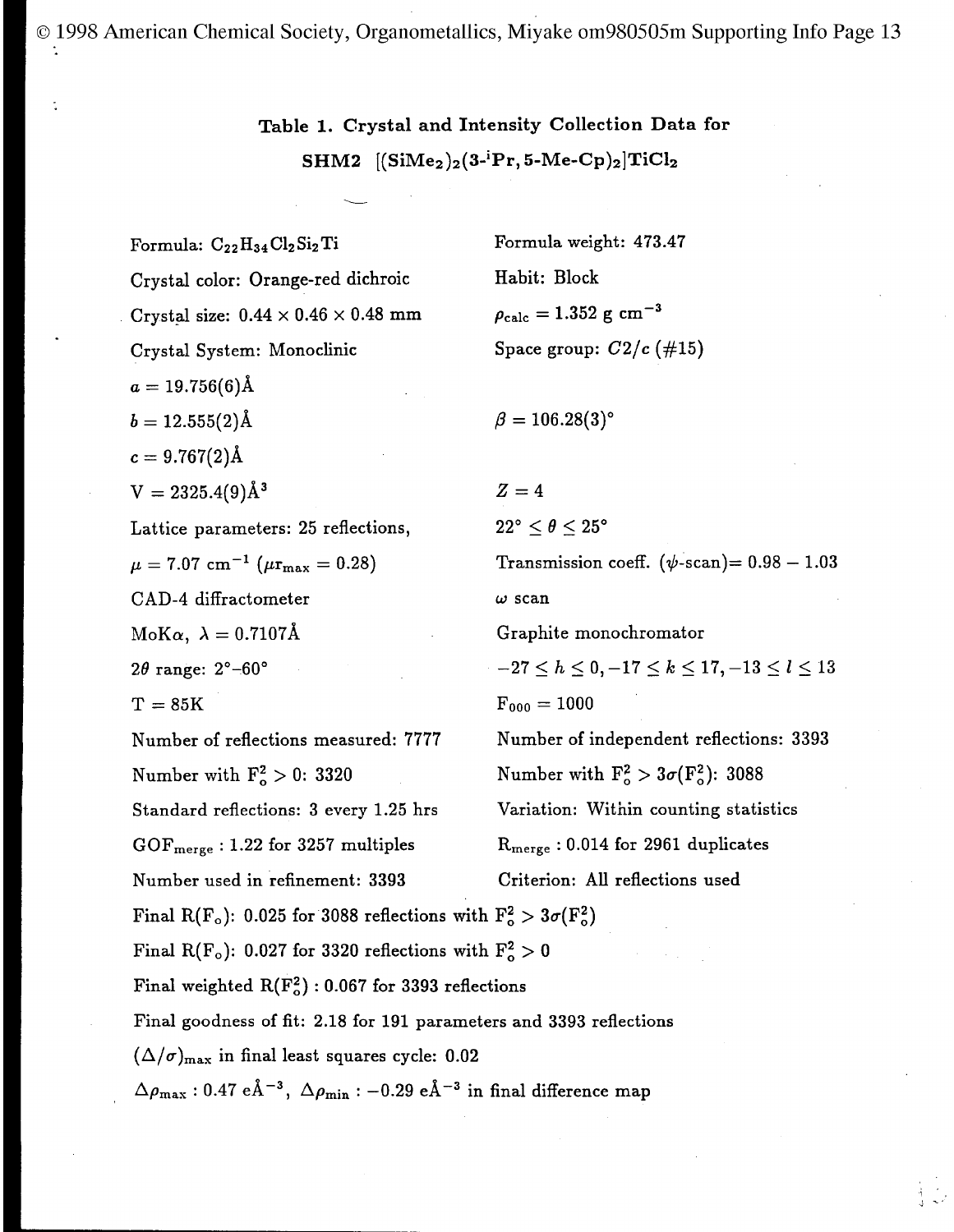**Table 1. Crystal and Intensity Collection Data for SHM2 $[(SiMe_2)_2(3\text{-}^iPr, 5\text{-}Me\text{-}Cp)_2]TiCl_2$**

| | |
|---|---|
| Formula: $C_{22}H_{34}Cl_2Si_2Ti$ | Formula weight: 473.47 |
| Crystal color: Orange-red dichroic | Habit: Block |
| Crystal size: 0.44 × 0.46 × 0.48 mm | $\rho_{calc} = 1.352$ g cm$^{-3}$ |
| Crystal System: Monoclinic | Space group: $C2/c$ (#15) |
| $a = 19.756(6)$Å | |
| $b = 12.555(2)$Å | $\beta = 106.28(3)°$ |
| $c = 9.767(2)$Å | |
| V = 2325.4(9)Å$^3$ | $Z = 4$ |
| Lattice parameters: 25 reflections, | $22° \leq \theta \leq 25°$ |
| $\mu = 7.07$ cm$^{-1}$ ($\mu r_{max} = 0.28$) | Transmission coeff. ($\psi$-scan)= 0.98 − 1.03 |
| CAD-4 diffractometer | $\omega$ scan |
| MoK$\alpha$, $\lambda = 0.7107$Å | Graphite monochromator |
| $2\theta$ range: 2°–60° | $-27 \leq h \leq 0, -17 \leq k \leq 17, -13 \leq l \leq 13$ |
| T = 85K | $F_{000} = 1000$ |
| Number of reflections measured: 7777 | Number of independent reflections: 3393 |
| Number with $F_o^2 > 0$: 3320 | Number with $F_o^2 > 3\sigma(F_o^2)$: 3088 |
| Standard reflections: 3 every 1.25 hrs | Variation: Within counting statistics |
| $GOF_{merge}$ : 1.22 for 3257 multiples | $R_{merge}$ : 0.014 for 2961 duplicates |
| Number used in refinement: 3393 | Criterion: All reflections used |

Final R($F_o$): 0.025 for 3088 reflections with $F_o^2 > 3\sigma(F_o^2)$

Final R($F_o$): 0.027 for 3320 reflections with $F_o^2 > 0$

Final weighted R($F_o^2$) : 0.067 for 3393 reflections

Final goodness of fit: 2.18 for 191 parameters and 3393 reflections

$(\Delta/\sigma)_{max}$ in final least squares cycle: 0.02

$\Delta\rho_{max}$ : 0.47 eÅ$^{-3}$, $\Delta\rho_{min}$ : −0.29 eÅ$^{-3}$ in final difference map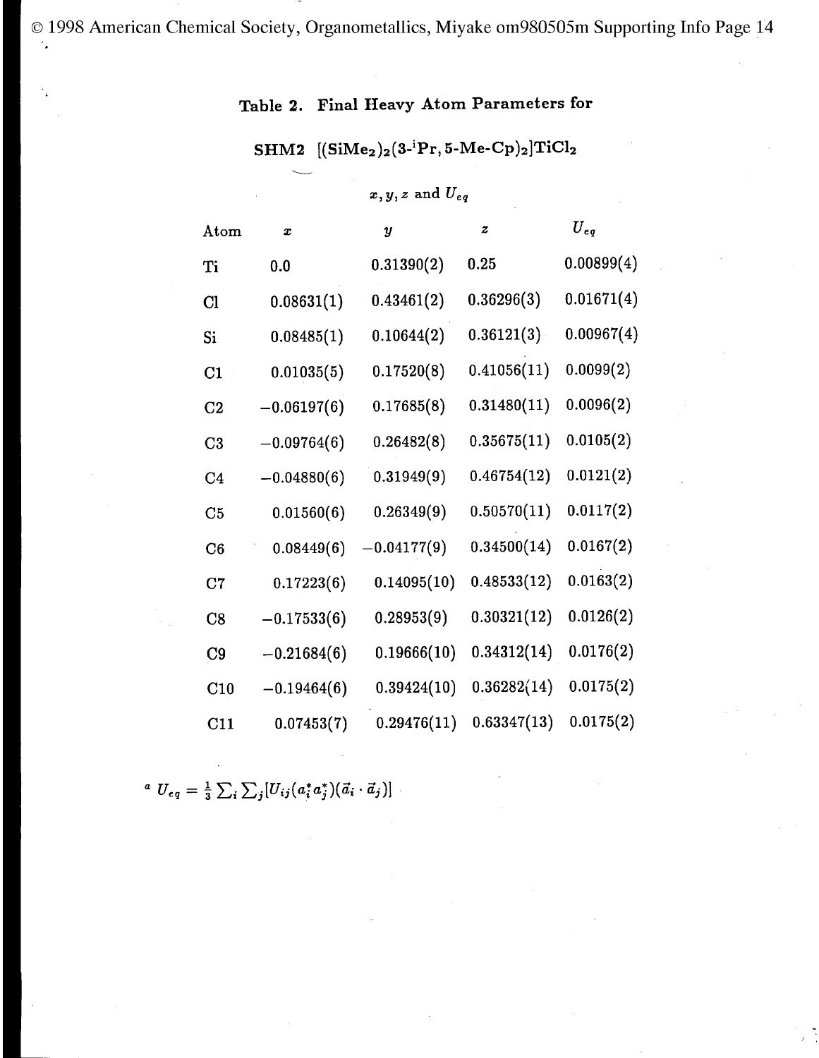## Table 2. Final Heavy Atom Parameters for

## SHM2 $[(SiMe_2)_2(3\text{-}^{i}Pr, 5\text{-}Me\text{-}Cp)_2]TiCl_2$

$x, y, z$ and $U_{eq}$

| Atom | $x$ | $y$ | $z$ | $U_{eq}$ |
|---|---|---|---|---|
| Ti | 0.0 | 0.31390(2) | 0.25 | 0.00899(4) |
| Cl | 0.08631(1) | 0.43461(2) | 0.36296(3) | 0.01671(4) |
| Si | 0.08485(1) | 0.10644(2) | 0.36121(3) | 0.00967(4) |
| C1 | 0.01035(5) | 0.17520(8) | 0.41056(11) | 0.0099(2) |
| C2 | −0.06197(6) | 0.17685(8) | 0.31480(11) | 0.0096(2) |
| C3 | −0.09764(6) | 0.26482(8) | 0.35675(11) | 0.0105(2) |
| C4 | −0.04880(6) | 0.31949(9) | 0.46754(12) | 0.0121(2) |
| C5 | 0.01560(6) | 0.26349(9) | 0.50570(11) | 0.0117(2) |
| C6 | 0.08449(6) | −0.04177(9) | 0.34500(14) | 0.0167(2) |
| C7 | 0.17223(6) | 0.14095(10) | 0.48533(12) | 0.0163(2) |
| C8 | −0.17533(6) | 0.28953(9) | 0.30321(12) | 0.0126(2) |
| C9 | −0.21684(6) | 0.19666(10) | 0.34312(14) | 0.0176(2) |
| C10 | −0.19464(6) | 0.39424(10) | 0.36282(14) | 0.0175(2) |
| C11 | 0.07453(7) | 0.29476(11) | 0.63347(13) | 0.0175(2) |

[a] $U_{eq} = \frac{1}{3} \sum_i \sum_j [U_{ij}(a_i^* a_j^*)(\vec{a}_i \cdot \vec{a}_j)]$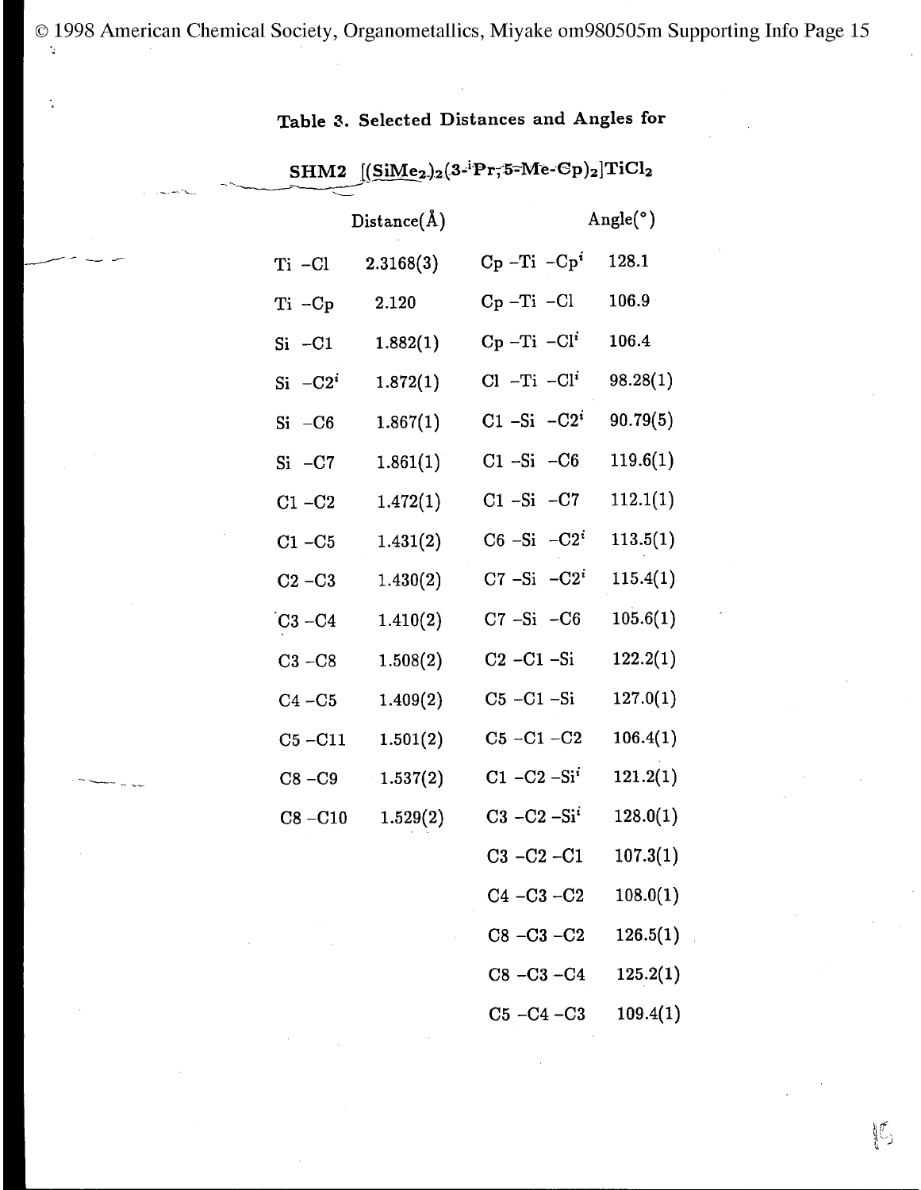**Table 3. Selected Distances and Angles for**

**SHM2** $[(SiMe_2)_2(3\text{-}^iPr,5\text{-}Me\text{-}Cp)_2]TiCl_2$

| | Distance(Å) | | Angle(°) |
|---|---|---|---|
| Ti –Cl | 2.3168(3) | Cp –Ti –$Cp^i$ | 128.1 |
| Ti –Cp | 2.120 | Cp –Ti –Cl | 106.9 |
| Si –C1 | 1.882(1) | Cp –Ti –$Cl^i$ | 106.4 |
| Si –$C2^i$ | 1.872(1) | Cl –Ti –$Cl^i$ | 98.28(1) |
| Si –C6 | 1.867(1) | C1 –Si –$C2^i$ | 90.79(5) |
| Si –C7 | 1.861(1) | C1 –Si –C6 | 119.6(1) |
| C1 –C2 | 1.472(1) | C1 –Si –C7 | 112.1(1) |
| C1 –C5 | 1.431(2) | C6 –Si –$C2^i$ | 113.5(1) |
| C2 –C3 | 1.430(2) | C7 –Si –$C2^i$ | 115.4(1) |
| C3 –C4 | 1.410(2) | C7 –Si –C6 | 105.6(1) |
| C3 –C8 | 1.508(2) | C2 –C1 –Si | 122.2(1) |
| C4 –C5 | 1.409(2) | C5 –C1 –Si | 127.0(1) |
| C5 –C11 | 1.501(2) | C5 –C1 –C2 | 106.4(1) |
| C8 –C9 | 1.537(2) | C1 –C2 –$Si^i$ | 121.2(1) |
| C8 –C10 | 1.529(2) | C3 –C2 –$Si^i$ | 128.0(1) |
| | | C3 –C2 –C1 | 107.3(1) |
| | | C4 –C3 –C2 | 108.0(1) |
| | | C8 –C3 –C2 | 126.5(1) |
| | | C8 –C3 –C4 | 125.2(1) |
| | | C5 –C4 –C3 | 109.4(1) |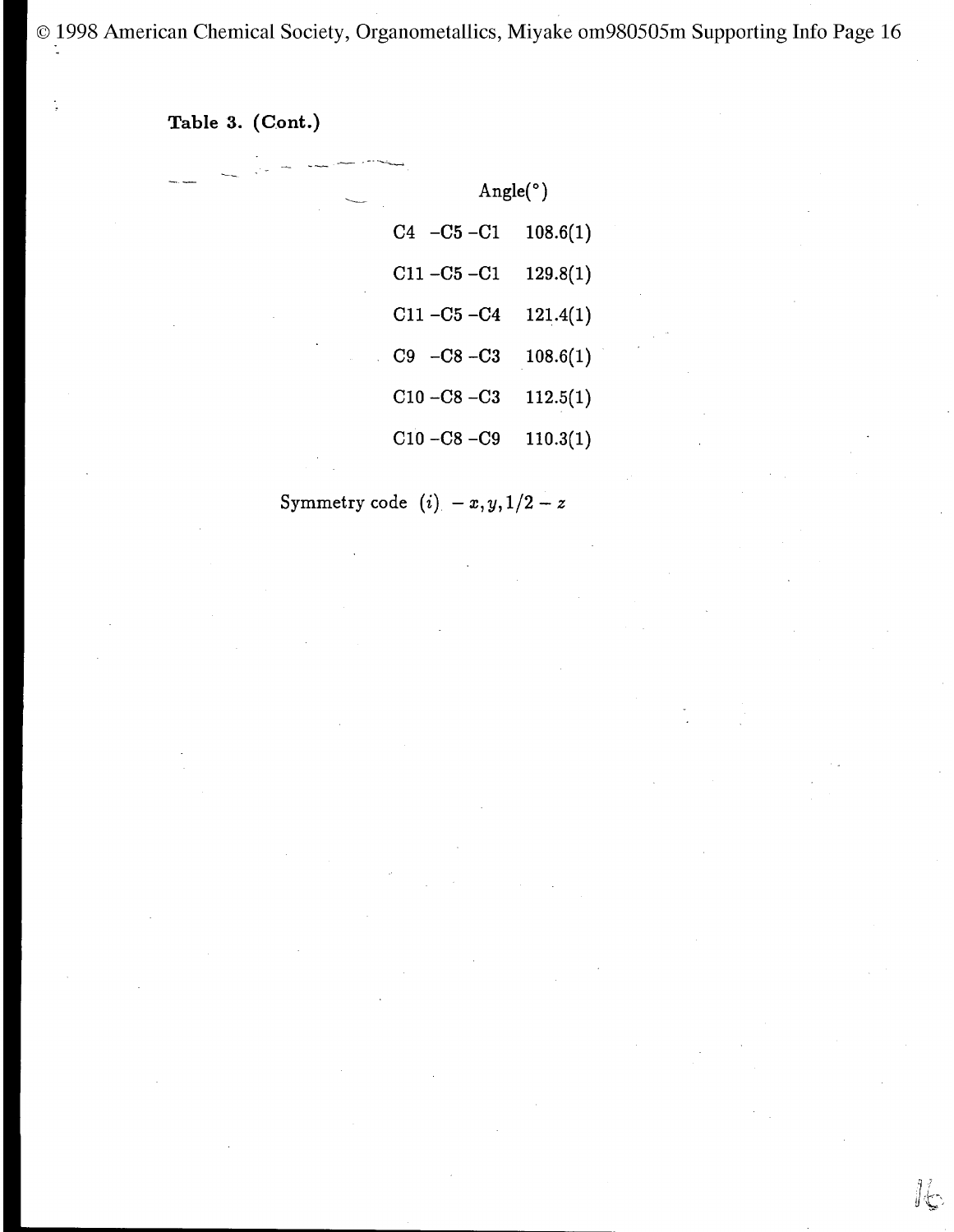**Table 3. (Cont.)**

| | Angle(°) |
|---|---|
| C4 –C5 –C1 | 108.6(1) |
| C11 –C5 –C1 | 129.8(1) |
| C11 –C5 –C4 | 121.4(1) |
| C9 –C8 –C3 | 108.6(1) |
| C10 –C8 –C3 | 112.5(1) |
| C10 –C8 –C9 | 110.3(1) |

Symmetry code $(i)$ $-x, y, 1/2 - z$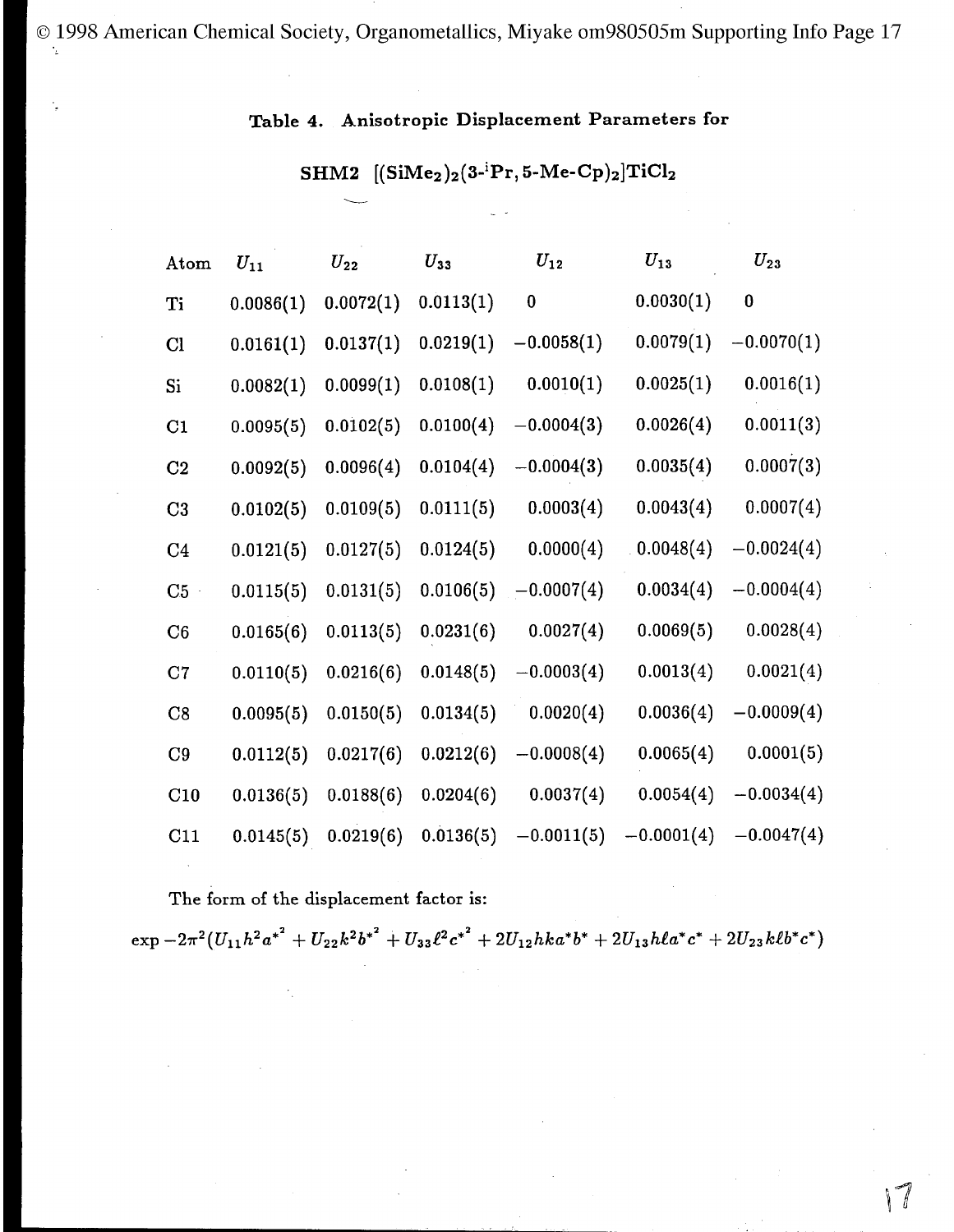**Table 4. Anisotropic Displacement Parameters for**

**SHM2 $[(SiMe_2)_2(3\text{-}^iPr,5\text{-}Me\text{-}Cp)_2]TiCl_2$**

| Atom | $U_{11}$ | $U_{22}$ | $U_{33}$ | $U_{12}$ | $U_{13}$ | $U_{23}$ |
|---|---|---|---|---|---|---|
| Ti | 0.0086(1) | 0.0072(1) | 0.0113(1) | 0 | 0.0030(1) | 0 |
| Cl | 0.0161(1) | 0.0137(1) | 0.0219(1) | −0.0058(1) | 0.0079(1) | −0.0070(1) |
| Si | 0.0082(1) | 0.0099(1) | 0.0108(1) | 0.0010(1) | 0.0025(1) | 0.0016(1) |
| C1 | 0.0095(5) | 0.0102(5) | 0.0100(4) | −0.0004(3) | 0.0026(4) | 0.0011(3) |
| C2 | 0.0092(5) | 0.0096(4) | 0.0104(4) | −0.0004(3) | 0.0035(4) | 0.0007(3) |
| C3 | 0.0102(5) | 0.0109(5) | 0.0111(5) | 0.0003(4) | 0.0043(4) | 0.0007(4) |
| C4 | 0.0121(5) | 0.0127(5) | 0.0124(5) | 0.0000(4) | 0.0048(4) | −0.0024(4) |
| C5 | 0.0115(5) | 0.0131(5) | 0.0106(5) | −0.0007(4) | 0.0034(4) | −0.0004(4) |
| C6 | 0.0165(6) | 0.0113(5) | 0.0231(6) | 0.0027(4) | 0.0069(5) | 0.0028(4) |
| C7 | 0.0110(5) | 0.0216(6) | 0.0148(5) | −0.0003(4) | 0.0013(4) | 0.0021(4) |
| C8 | 0.0095(5) | 0.0150(5) | 0.0134(5) | 0.0020(4) | 0.0036(4) | −0.0009(4) |
| C9 | 0.0112(5) | 0.0217(6) | 0.0212(6) | −0.0008(4) | 0.0065(4) | 0.0001(5) |
| C10 | 0.0136(5) | 0.0188(6) | 0.0204(6) | 0.0037(4) | 0.0054(4) | −0.0034(4) |
| C11 | 0.0145(5) | 0.0219(6) | 0.0136(5) | −0.0011(5) | −0.0001(4) | −0.0047(4) |

The form of the displacement factor is:

$$\exp -2\pi^2(U_{11}h^2a^{*2} + U_{22}k^2b^{*2} + U_{33}\ell^2c^{*2} + 2U_{12}hka^*b^* + 2U_{13}h\ell a^*c^* + 2U_{23}k\ell b^*c^*)$$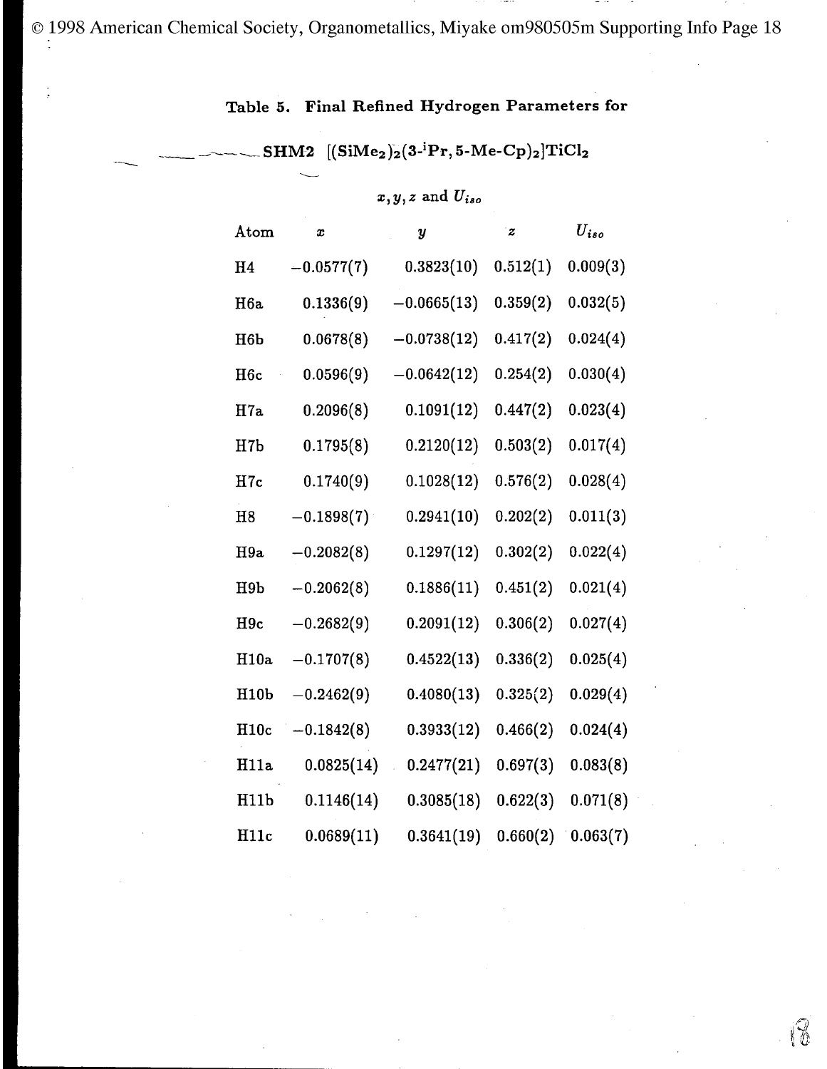**Table 5. Final Refined Hydrogen Parameters for**

**SHM2 [$(SiMe_2)_2(3\text{-}^iPr, 5\text{-}Me\text{-}Cp)_2]TiCl_2$**

$x, y, z$ and $U_{iso}$

| Atom | $x$ | $y$ | $z$ | $U_{iso}$ |
|---|---|---|---|---|
| H4 | −0.0577(7) | 0.3823(10) | 0.512(1) | 0.009(3) |
| H6a | 0.1336(9) | −0.0665(13) | 0.359(2) | 0.032(5) |
| H6b | 0.0678(8) | −0.0738(12) | 0.417(2) | 0.024(4) |
| H6c | 0.0596(9) | −0.0642(12) | 0.254(2) | 0.030(4) |
| H7a | 0.2096(8) | 0.1091(12) | 0.447(2) | 0.023(4) |
| H7b | 0.1795(8) | 0.2120(12) | 0.503(2) | 0.017(4) |
| H7c | 0.1740(9) | 0.1028(12) | 0.576(2) | 0.028(4) |
| H8 | −0.1898(7) | 0.2941(10) | 0.202(2) | 0.011(3) |
| H9a | −0.2082(8) | 0.1297(12) | 0.302(2) | 0.022(4) |
| H9b | −0.2062(8) | 0.1886(11) | 0.451(2) | 0.021(4) |
| H9c | −0.2682(9) | 0.2091(12) | 0.306(2) | 0.027(4) |
| H10a | −0.1707(8) | 0.4522(13) | 0.336(2) | 0.025(4) |
| H10b | −0.2462(9) | 0.4080(13) | 0.325(2) | 0.029(4) |
| H10c | −0.1842(8) | 0.3933(12) | 0.466(2) | 0.024(4) |
| H11a | 0.0825(14) | 0.2477(21) | 0.697(3) | 0.083(8) |
| H11b | 0.1146(14) | 0.3085(18) | 0.622(3) | 0.071(8) |
| H11c | 0.0689(11) | 0.3641(19) | 0.660(2) | 0.063(7) |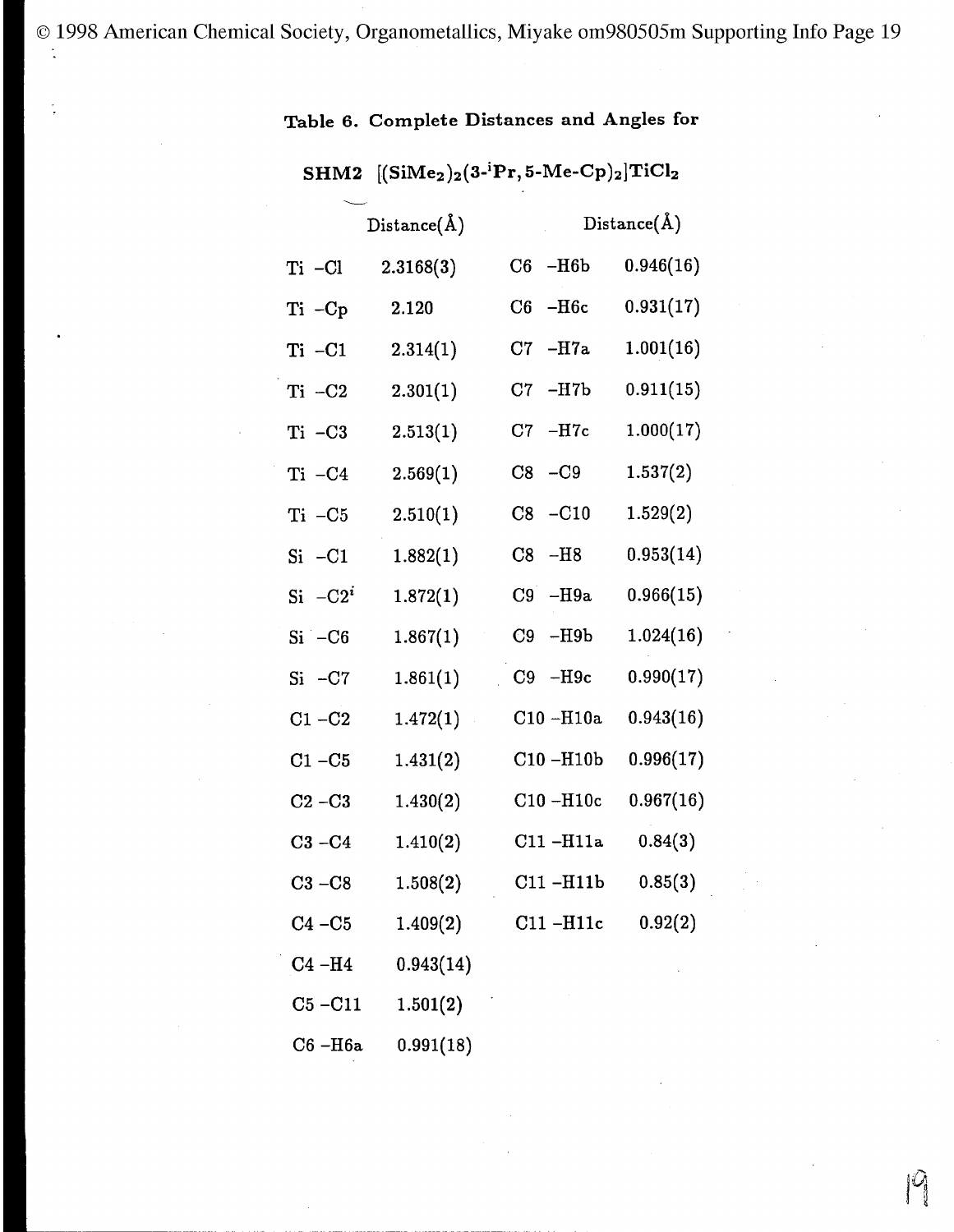**Table 6. Complete Distances and Angles for**

**SHM2 [$(SiMe_2)_2(3\text{-}^iPr, 5\text{-}Me\text{-}Cp)_2$]$TiCl_2$**

| | Distance(Å) | | Distance(Å) |
|---|---|---|---|
| Ti –Cl | 2.3168(3) | C6 –H6b | 0.946(16) |
| Ti –Cp | 2.120 | C6 –H6c | 0.931(17) |
| Ti –C1 | 2.314(1) | C7 –H7a | 1.001(16) |
| Ti –C2 | 2.301(1) | C7 –H7b | 0.911(15) |
| Ti –C3 | 2.513(1) | C7 –H7c | 1.000(17) |
| Ti –C4 | 2.569(1) | C8 –C9 | 1.537(2) |
| Ti –C5 | 2.510(1) | C8 –C10 | 1.529(2) |
| Si –C1 | 1.882(1) | C8 –H8 | 0.953(14) |
| Si –C2$^i$ | 1.872(1) | C9 –H9a | 0.966(15) |
| Si –C6 | 1.867(1) | C9 –H9b | 1.024(16) |
| Si –C7 | 1.861(1) | C9 –H9c | 0.990(17) |
| C1 –C2 | 1.472(1) | C10 –H10a | 0.943(16) |
| C1 –C5 | 1.431(2) | C10 –H10b | 0.996(17) |
| C2 –C3 | 1.430(2) | C10 –H10c | 0.967(16) |
| C3 –C4 | 1.410(2) | C11 –H11a | 0.84(3) |
| C3 –C8 | 1.508(2) | C11 –H11b | 0.85(3) |
| C4 –C5 | 1.409(2) | C11 –H11c | 0.92(2) |
| C4 –H4 | 0.943(14) | | |
| C5 –C11 | 1.501(2) | | |
| C6 –H6a | 0.991(18) | | |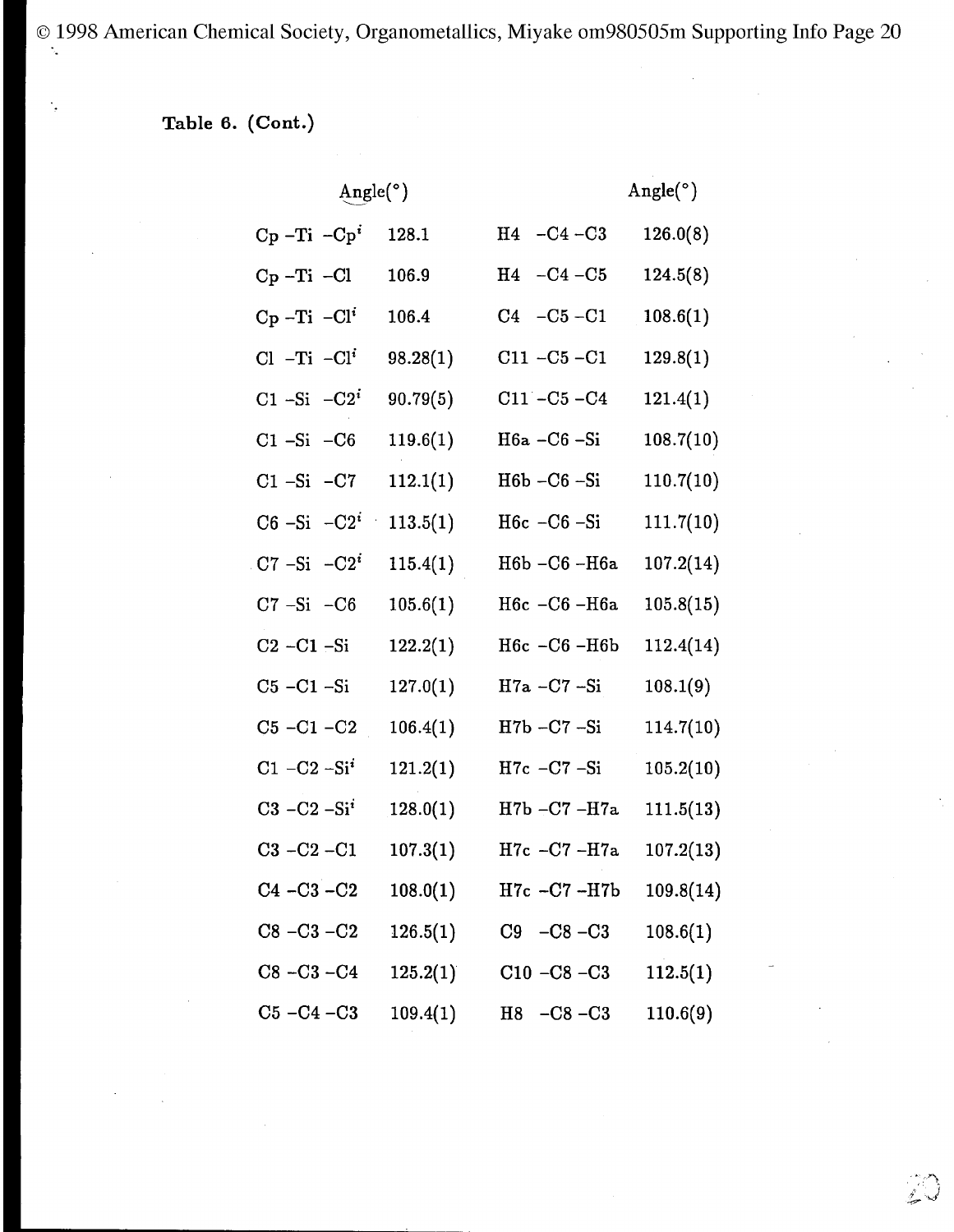**Table 6. (Cont.)**

| | Angle(°) | | Angle(°) |
|---|---|---|---|
| Cp –Ti –Cp$^i$ | 128.1 | H4 –C4 –C3 | 126.0(8) |
| Cp –Ti –Cl | 106.9 | H4 –C4 –C5 | 124.5(8) |
| Cp –Ti –Cl$^i$ | 106.4 | C4 –C5 –C1 | 108.6(1) |
| Cl –Ti –Cl$^i$ | 98.28(1) | C11 –C5 –C1 | 129.8(1) |
| C1 –Si –C2$^i$ | 90.79(5) | C11 –C5 –C4 | 121.4(1) |
| C1 –Si –C6 | 119.6(1) | H6a –C6 –Si | 108.7(10) |
| C1 –Si –C7 | 112.1(1) | H6b –C6 –Si | 110.7(10) |
| C6 –Si –C2$^i$ | 113.5(1) | H6c –C6 –Si | 111.7(10) |
| C7 –Si –C2$^i$ | 115.4(1) | H6b –C6 –H6a | 107.2(14) |
| C7 –Si –C6 | 105.6(1) | H6c –C6 –H6a | 105.8(15) |
| C2 –C1 –Si | 122.2(1) | H6c –C6 –H6b | 112.4(14) |
| C5 –C1 –Si | 127.0(1) | H7a –C7 –Si | 108.1(9) |
| C5 –C1 –C2 | 106.4(1) | H7b –C7 –Si | 114.7(10) |
| C1 –C2 –Si$^i$ | 121.2(1) | H7c –C7 –Si | 105.2(10) |
| C3 –C2 –Si$^i$ | 128.0(1) | H7b –C7 –H7a | 111.5(13) |
| C3 –C2 –C1 | 107.3(1) | H7c –C7 –H7a | 107.2(13) |
| C4 –C3 –C2 | 108.0(1) | H7c –C7 –H7b | 109.8(14) |
| C8 –C3 –C2 | 126.5(1) | C9 –C8 –C3 | 108.6(1) |
| C8 –C3 –C4 | 125.2(1) | C10 –C8 –C3 | 112.5(1) |
| C5 –C4 –C3 | 109.4(1) | H8 –C8 –C3 | 110.6(9) |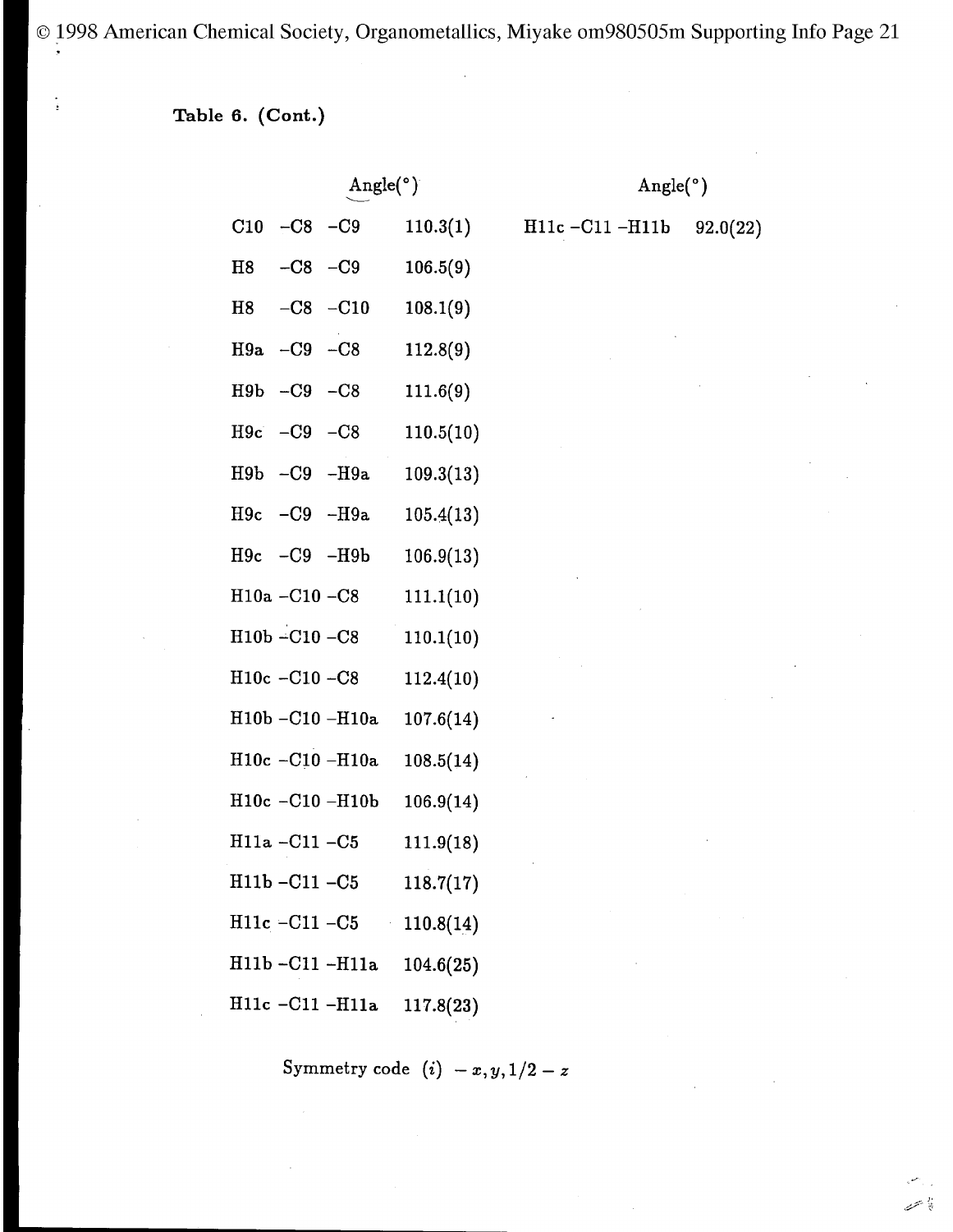**Table 6. (Cont.)**

| | Angle(°) | | Angle(°) |
|---|---|---|---|
| C10 –C8 –C9 | 110.3(1) | H11c –C11 –H11b | 92.0(22) |
| H8 –C8 –C9 | 106.5(9) | | |
| H8 –C8 –C10 | 108.1(9) | | |
| H9a –C9 –C8 | 112.8(9) | | |
| H9b –C9 –C8 | 111.6(9) | | |
| H9c –C9 –C8 | 110.5(10) | | |
| H9b –C9 –H9a | 109.3(13) | | |
| H9c –C9 –H9a | 105.4(13) | | |
| H9c –C9 –H9b | 106.9(13) | | |
| H10a –C10 –C8 | 111.1(10) | | |
| H10b –C10 –C8 | 110.1(10) | | |
| H10c –C10 –C8 | 112.4(10) | | |
| H10b –C10 –H10a | 107.6(14) | | |
| H10c –C10 –H10a | 108.5(14) | | |
| H10c –C10 –H10b | 106.9(14) | | |
| H11a –C11 –C5 | 111.9(18) | | |
| H11b –C11 –C5 | 118.7(17) | | |
| H11c –C11 –C5 | 110.8(14) | | |
| H11b –C11 –H11a | 104.6(25) | | |
| H11c –C11 –H11a | 117.8(23) | | |

Symmetry code $(i)$ $-x, y, 1/2 - z$